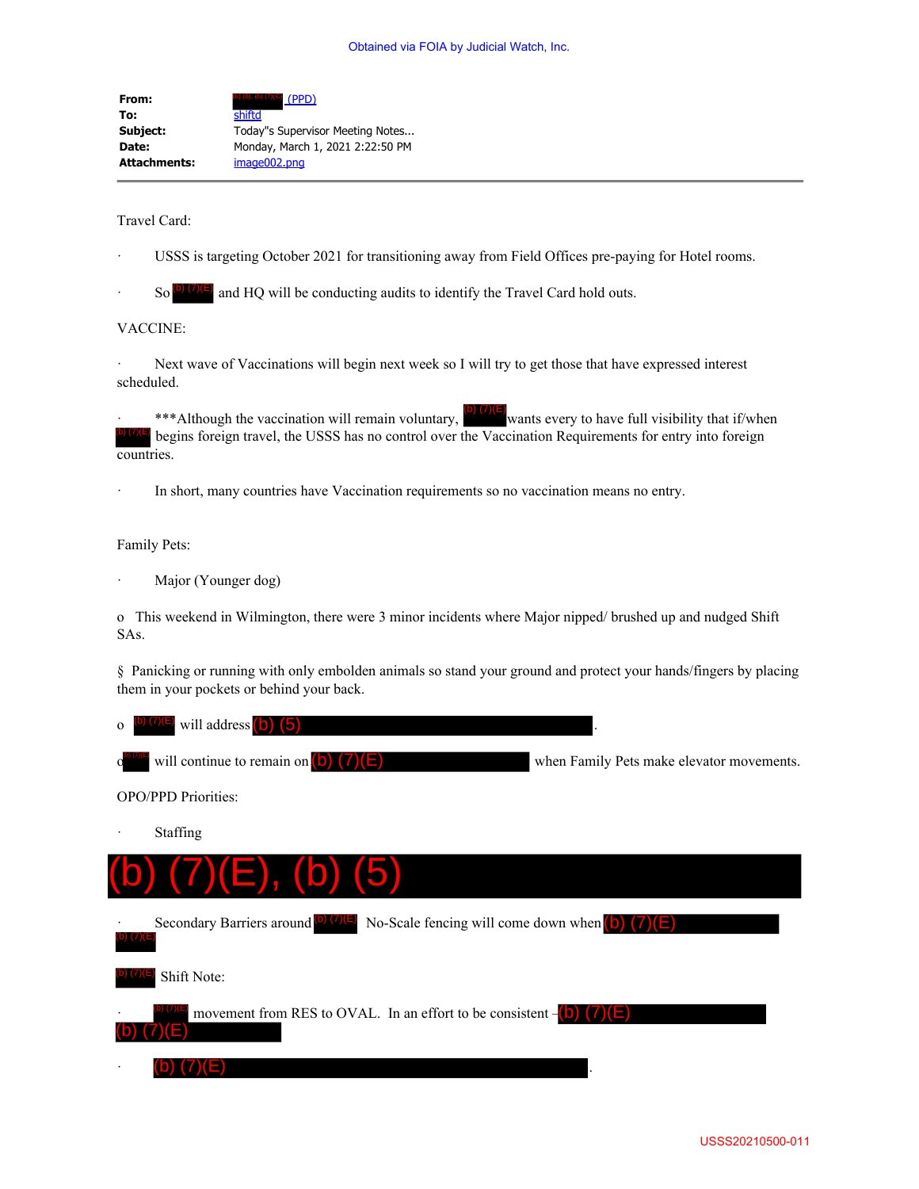Obtained via FOIA by Judicial Watch, Inc.

| | |
|---|---|
| **From:** | (b) (6), (b) (7)(C) (PPD) |
| **To:** | shiftd |
| **Subject:** | Today"s Supervisor Meeting Notes... |
| **Date:** | Monday, March 1, 2021 2:22:50 PM |
| **Attachments:** | image002.png |

---

Travel Card:

- USSS is targeting October 2021 for transitioning away from Field Offices pre-paying for Hotel rooms.
- So (b) (7)(E) and HQ will be conducting audits to identify the Travel Card hold outs.

VACCINE:

- Next wave of Vaccinations will begin next week so I will try to get those that have expressed interest scheduled.
- ***Although the vaccination will remain voluntary, (b) (7)(E) wants every to have full visibility that if/when (b) (7)(E) begins foreign travel, the USSS has no control over the Vaccination Requirements for entry into foreign countries.
- In short, many countries have Vaccination requirements so no vaccination means no entry.

Family Pets:

- Major (Younger dog)
  - o This weekend in Wilmington, there were 3 minor incidents where Major nipped/ brushed up and nudged Shift SAs.
    - § Panicking or running with only embolden animals so stand your ground and protect your hands/fingers by placing them in your pockets or behind your back.
  - o (b) (7)(E) will address (b) (5) .
  - o (b) (7)(E) will continue to remain on (b) (7)(E) when Family Pets make elevator movements.

OPO/PPD Priorities:

- Staffing

(b) (7)(E), (b) (5)

- Secondary Barriers around (b) (7)(E) No-Scale fencing will come down when (b) (7)(E) (b) (7)(E)

(b) (7)(E) Shift Note:

- (b) (7)(E) movement from RES to OVAL. In an effort to be consistent – (b) (7)(E) (b) (7)(E)
- (b) (7)(E) .

USSS20210500-011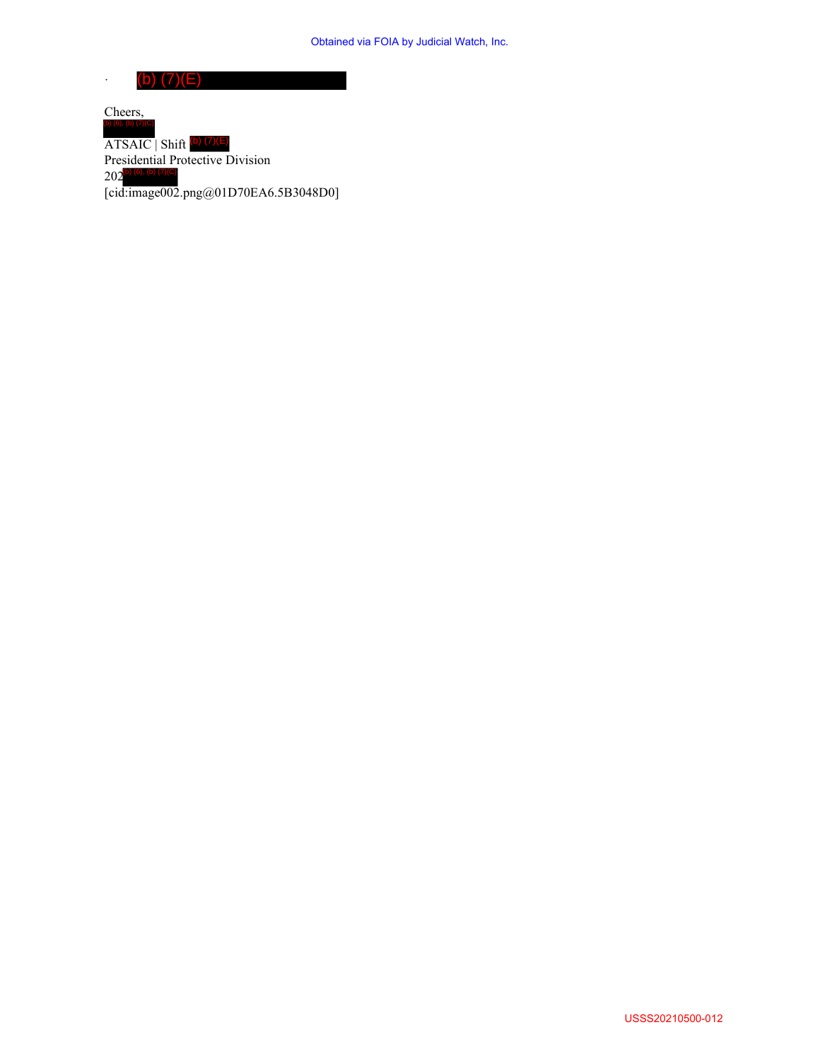· (b) (7)(E)

Cheers,
(b) (6), (b) (7)(C)
ATSAIC | Shift (b) (7)(E)
Presidential Protective Division
202(b) (6), (b) (7)(C)
[cid:image002.png@01D70EA6.5B3048D0]